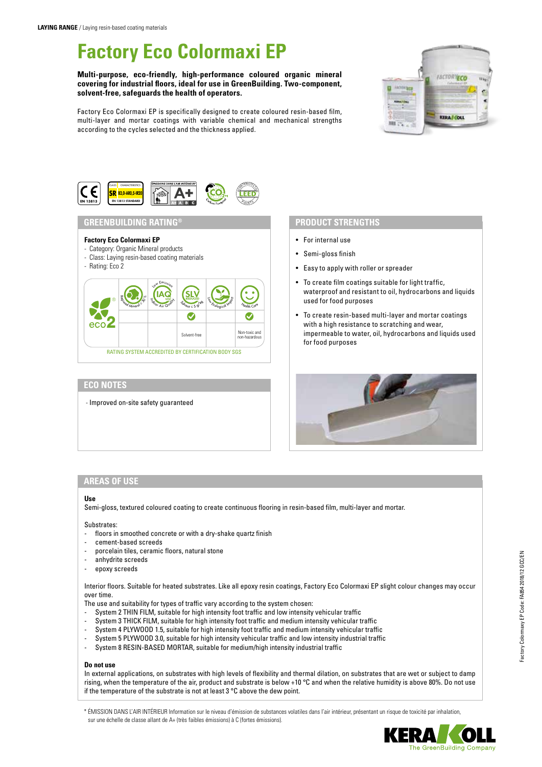**LAYING RANGE** / Laying resin-based coating materials

# Factory Eco Colormaxi EP

**Multi-purpose, eco-friendly, high-performance coloured organic mineral covering for industrial floors, ideal for use in GreenBuilding. Two-component, solvent-free, safeguards the health of operators.**

Factory Eco Colormaxi EP is specifically designed to create coloured resin-based film, multi-layer and mortar coatings with variable chemical and mechanical strengths according to the cycles selected and the thickness applied.

## GREENBUILDING RATING®

**Factory Eco Colormaxi EP**
- Category: Organic Mineral products
- Class: Laying resin-based coating materials
- Rating: Eco 2

| eco2 | Regional Mineral ≥ 30% | Low Emission IAQ VOC Indoor Air Quality | SLV Reduced Solvent ≤ 5 g/kg | Low Ecological Impact | Health Care |
|---|---|---|---|---|---|
| | | | ✓ | | ✓ |
| | | | Solvent-free | | Non-toxic and non-hazardous |

RATING SYSTEM ACCREDITED BY CERTIFICATION BODY SGS

## ECO NOTES

- Improved on-site safety guaranteed

## PRODUCT STRENGTHS

- For internal use
- Semi-gloss finish
- Easy to apply with roller or spreader
- To create film coatings suitable for light traffic, waterproof and resistant to oil, hydrocarbons and liquids used for food purposes
- To create resin-based multi-layer and mortar coatings with a high resistance to scratching and wear, impermeable to water, oil, hydrocarbons and liquids used for food purposes

## AREAS OF USE

**Use**

Semi-gloss, textured coloured coating to create continuous flooring in resin-based film, multi-layer and mortar.

Substrates:
- floors in smoothed concrete or with a dry-shake quartz finish
- cement-based screeds
- porcelain tiles, ceramic floors, natural stone
- anhydrite screeds
- epoxy screeds

Interior floors. Suitable for heated substrates. Like all epoxy resin coatings, Factory Eco Colormaxi EP slight colour changes may occur over time.
The use and suitability for types of traffic vary according to the system chosen:
- System 2 THIN FILM, suitable for high intensity foot traffic and low intensity vehicular traffic
- System 3 THICK FILM, suitable for high intensity foot traffic and medium intensity vehicular traffic
- System 4 PLYWOOD 1.5, suitable for high intensity foot traffic and medium intensity vehicular traffic
- System 5 PLYWOOD 3.0, suitable for high intensity vehicular traffic and low intensity industrial traffic
- System 8 RESIN-BASED MORTAR, suitable for medium/high intensity industrial traffic

**Do not use**

In external applications, on substrates with high levels of flexibility and thermal dilation, on substrates that are wet or subject to damp rising, when the temperature of the air, product and substrate is below +10 °C and when the relative humidity is above 80%. Do not use if the temperature of the substrate is not at least 3 °C above the dew point.

\* ÉMISSION DANS L'AIR INTÉRIEUR Information sur le niveau d'émission de substances volatiles dans l'air intérieur, présentant un risque de toxicité par inhalation, sur une échelle de classe allant de A+ (très faibles émissions) à C (fortes émissions).

Factory Colormaxy EP Code: FA854 2018/12 GCC/EN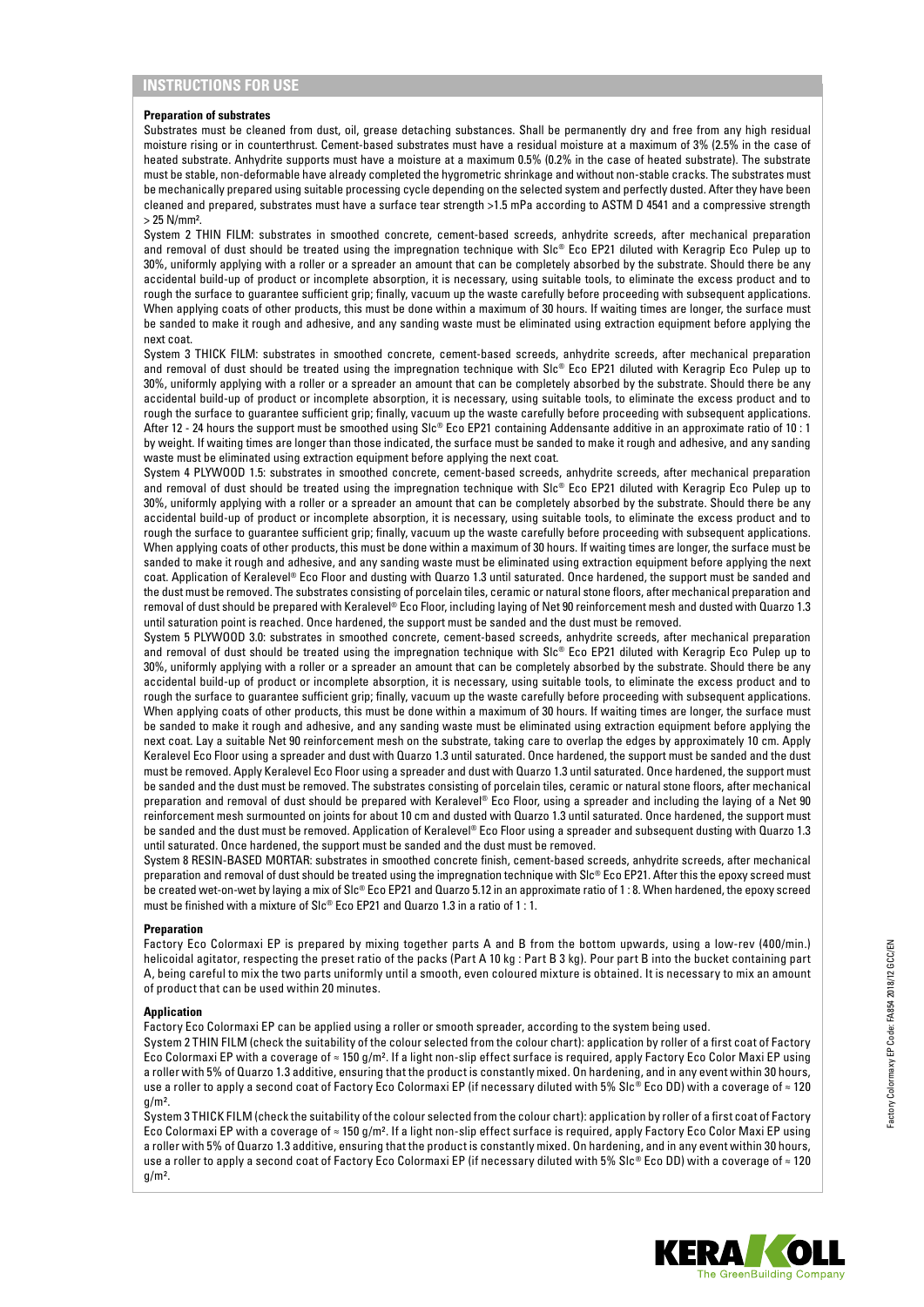## INSTRUCTIONS FOR USE

**Preparation of substrates**

Substrates must be cleaned from dust, oil, grease detaching substances. Shall be permanently dry and free from any high residual moisture rising or in counterthrust. Cement-based substrates must have a residual moisture at a maximum of 3% (2.5% in the case of heated substrate. Anhydrite supports must have a moisture at a maximum 0.5% (0.2% in the case of heated substrate). The substrate must be stable, non-deformable have already completed the hygrometric shrinkage and without non-stable cracks. The substrates must be mechanically prepared using suitable processing cycle depending on the selected system and perfectly dusted. After they have been cleaned and prepared, substrates must have a surface tear strength >1.5 mPa according to ASTM D 4541 and a compressive strength > 25 N/mm².

System 2 THIN FILM: substrates in smoothed concrete, cement-based screeds, anhydrite screeds, after mechanical preparation and removal of dust should be treated using the impregnation technique with Slc® Eco EP21 diluted with Keragrip Eco Pulep up to 30%, uniformly applying with a roller or a spreader an amount that can be completely absorbed by the substrate. Should there be any accidental build-up of product or incomplete absorption, it is necessary, using suitable tools, to eliminate the excess product and to rough the surface to guarantee sufficient grip; finally, vacuum up the waste carefully before proceeding with subsequent applications. When applying coats of other products, this must be done within a maximum of 30 hours. If waiting times are longer, the surface must be sanded to make it rough and adhesive, and any sanding waste must be eliminated using extraction equipment before applying the next coat.

System 3 THICK FILM: substrates in smoothed concrete, cement-based screeds, anhydrite screeds, after mechanical preparation and removal of dust should be treated using the impregnation technique with Slc® Eco EP21 diluted with Keragrip Eco Pulep up to 30%, uniformly applying with a roller or a spreader an amount that can be completely absorbed by the substrate. Should there be any accidental build-up of product or incomplete absorption, it is necessary, using suitable tools, to eliminate the excess product and to rough the surface to guarantee sufficient grip; finally, vacuum up the waste carefully before proceeding with subsequent applications. After 12 - 24 hours the support must be smoothed using Slc® Eco EP21 containing Addensante additive in an approximate ratio of 10 : 1 by weight. If waiting times are longer than those indicated, the surface must be sanded to make it rough and adhesive, and any sanding waste must be eliminated using extraction equipment before applying the next coat.

System 4 PLYWOOD 1.5: substrates in smoothed concrete, cement-based screeds, anhydrite screeds, after mechanical preparation and removal of dust should be treated using the impregnation technique with Slc® Eco EP21 diluted with Keragrip Eco Pulep up to 30%, uniformly applying with a roller or a spreader an amount that can be completely absorbed by the substrate. Should there be any accidental build-up of product or incomplete absorption, it is necessary, using suitable tools, to eliminate the excess product and to rough the surface to guarantee sufficient grip; finally, vacuum up the waste carefully before proceeding with subsequent applications. When applying coats of other products, this must be done within a maximum of 30 hours. If waiting times are longer, the surface must be sanded to make it rough and adhesive, and any sanding waste must be eliminated using extraction equipment before applying the next coat. Application of Keralevel® Eco Floor and dusting with Quarzo 1.3 until saturated. Once hardened, the support must be sanded and the dust must be removed. The substrates consisting of porcelain tiles, ceramic or natural stone floors, after mechanical preparation and removal of dust should be prepared with Keralevel® Eco Floor, including laying of Net 90 reinforcement mesh and dusted with Quarzo 1.3 until saturation point is reached. Once hardened, the support must be sanded and the dust must be removed.

System 5 PLYWOOD 3.0: substrates in smoothed concrete, cement-based screeds, anhydrite screeds, after mechanical preparation and removal of dust should be treated using the impregnation technique with Slc® Eco EP21 diluted with Keragrip Eco Pulep up to 30%, uniformly applying with a roller or a spreader an amount that can be completely absorbed by the substrate. Should there be any accidental build-up of product or incomplete absorption, it is necessary, using suitable tools, to eliminate the excess product and to rough the surface to guarantee sufficient grip; finally, vacuum up the waste carefully before proceeding with subsequent applications. When applying coats of other products, this must be done within a maximum of 30 hours. If waiting times are longer, the surface must be sanded to make it rough and adhesive, and any sanding waste must be eliminated using extraction equipment before applying the next coat. Lay a suitable Net 90 reinforcement mesh on the substrate, taking care to overlap the edges by approximately 10 cm. Apply Keralevel Eco Floor using a spreader and dust with Quarzo 1.3 until saturated. Once hardened, the support must be sanded and the dust must be removed. Apply Keralevel Eco Floor using a spreader and dust with Quarzo 1.3 until saturated. Once hardened, the support must be sanded and the dust must be removed. The substrates consisting of porcelain tiles, ceramic or natural stone floors, after mechanical preparation and removal of dust should be prepared with Keralevel® Eco Floor, using a spreader and including the laying of a Net 90 reinforcement mesh surmounted on joints for about 10 cm and dusted with Quarzo 1.3 until saturated. Once hardened, the support must be sanded and the dust must be removed. Application of Keralevel® Eco Floor using a spreader and subsequent dusting with Quarzo 1.3 until saturated. Once hardened, the support must be sanded and the dust must be removed.

System 8 RESIN-BASED MORTAR: substrates in smoothed concrete finish, cement-based screeds, anhydrite screeds, after mechanical preparation and removal of dust should be treated using the impregnation technique with Slc® Eco EP21. After this the epoxy screed must be created wet-on-wet by laying a mix of Slc® Eco EP21 and Quarzo 5.12 in an approximate ratio of 1 : 8. When hardened, the epoxy screed must be finished with a mixture of Slc® Eco EP21 and Quarzo 1.3 in a ratio of 1 : 1.

**Preparation**

Factory Eco Colormaxi EP is prepared by mixing together parts A and B from the bottom upwards, using a low-rev (400/min.) helicoidal agitator, respecting the preset ratio of the packs (Part A 10 kg : Part B 3 kg). Pour part B into the bucket containing part A, being careful to mix the two parts uniformly until a smooth, even coloured mixture is obtained. It is necessary to mix an amount of product that can be used within 20 minutes.

**Application**

Factory Eco Colormaxi EP can be applied using a roller or smooth spreader, according to the system being used.

System 2 THIN FILM (check the suitability of the colour selected from the colour chart): application by roller of a first coat of Factory Eco Colormaxi EP with a coverage of ≈ 150 g/m². If a light non-slip effect surface is required, apply Factory Eco Color Maxi EP using a roller with 5% of Quarzo 1.3 additive, ensuring that the product is constantly mixed. On hardening, and in any event within 30 hours, use a roller to apply a second coat of Factory Eco Colormaxi EP (if necessary diluted with 5% Slc® Eco DD) with a coverage of ≈ 120 g/m².

System 3 THICK FILM (check the suitability of the colour selected from the colour chart): application by roller of a first coat of Factory Eco Colormaxi EP with a coverage of ≈ 150 g/m². If a light non-slip effect surface is required, apply Factory Eco Color Maxi EP using a roller with 5% of Quarzo 1.3 additive, ensuring that the product is constantly mixed. On hardening, and in any event within 30 hours, use a roller to apply a second coat of Factory Eco Colormaxi EP (if necessary diluted with 5% Slc® Eco DD) with a coverage of ≈ 120 g/m².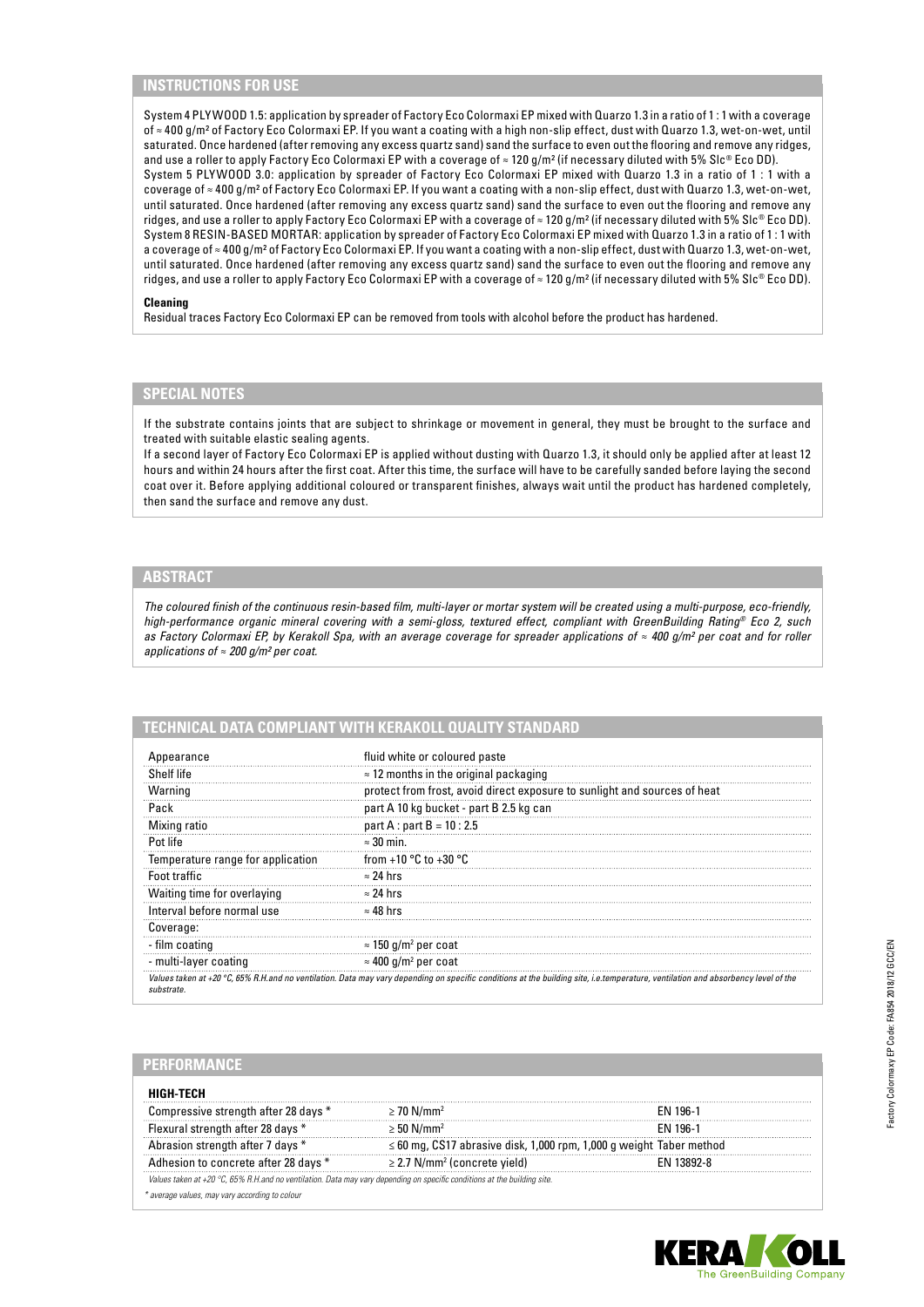## INSTRUCTIONS FOR USE

System 4 PLYWOOD 1.5: application by spreader of Factory Eco Colormaxi EP mixed with Quarzo 1.3 in a ratio of 1 : 1 with a coverage of ≈ 400 g/m² of Factory Eco Colormaxi EP. If you want a coating with a high non-slip effect, dust with Quarzo 1.3, wet-on-wet, until saturated. Once hardened (after removing any excess quartz sand) sand the surface to even out the flooring and remove any ridges, and use a roller to apply Factory Eco Colormaxi EP with a coverage of ≈ 120 g/m² (if necessary diluted with 5% Slc® Eco DD).
System 5 PLYWOOD 3.0: application by spreader of Factory Eco Colormaxi EP mixed with Quarzo 1.3 in a ratio of 1 : 1 with a coverage of ≈ 400 g/m² of Factory Eco Colormaxi EP. If you want a coating with a non-slip effect, dust with Quarzo 1.3, wet-on-wet, until saturated. Once hardened (after removing any excess quartz sand) sand the surface to even out the flooring and remove any ridges, and use a roller to apply Factory Eco Colormaxi EP with a coverage of ≈ 120 g/m² (if necessary diluted with 5% Slc® Eco DD).
System 8 RESIN-BASED MORTAR: application by spreader of Factory Eco Colormaxi EP mixed with Quarzo 1.3 in a ratio of 1 : 1 with a coverage of ≈ 400 g/m² of Factory Eco Colormaxi EP. If you want a coating with a non-slip effect, dust with Quarzo 1.3, wet-on-wet, until saturated. Once hardened (after removing any excess quartz sand) sand the surface to even out the flooring and remove any ridges, and use a roller to apply Factory Eco Colormaxi EP with a coverage of ≈ 120 g/m² (if necessary diluted with 5% Slc® Eco DD).

**Cleaning**
Residual traces Factory Eco Colormaxi EP can be removed from tools with alcohol before the product has hardened.

## SPECIAL NOTES

If the substrate contains joints that are subject to shrinkage or movement in general, they must be brought to the surface and treated with suitable elastic sealing agents.
If a second layer of Factory Eco Colormaxi EP is applied without dusting with Quarzo 1.3, it should only be applied after at least 12 hours and within 24 hours after the first coat. After this time, the surface will have to be carefully sanded before laying the second coat over it. Before applying additional coloured or transparent finishes, always wait until the product has hardened completely, then sand the surface and remove any dust.

## ABSTRACT

*The coloured finish of the continuous resin-based film, multi-layer or mortar system will be created using a multi-purpose, eco-friendly, high-performance organic mineral covering with a semi-gloss, textured effect, compliant with GreenBuilding Rating® Eco 2, such as Factory Colormaxi EP, by Kerakoll Spa, with an average coverage for spreader applications of ≈ 400 g/m² per coat and for roller applications of ≈ 200 g/m² per coat.*

## TECHNICAL DATA COMPLIANT WITH KERAKOLL QUALITY STANDARD

| | |
|---|---|
| Appearance | fluid white or coloured paste |
| Shelf life | ≈ 12 months in the original packaging |
| Warning | protect from frost, avoid direct exposure to sunlight and sources of heat |
| Pack | part A 10 kg bucket - part B 2.5 kg can |
| Mixing ratio | part A : part B = 10 : 2.5 |
| Pot life | ≈ 30 min. |
| Temperature range for application | from +10 °C to +30 °C |
| Foot traffic | ≈ 24 hrs |
| Waiting time for overlaying | ≈ 24 hrs |
| Interval before normal use | ≈ 48 hrs |
| Coverage: | |
| - film coating | ≈ 150 g/m² per coat |
| - multi-layer coating | ≈ 400 g/m² per coat |

*Values taken at +20 °C, 65% R.H.and no ventilation. Data may vary depending on specific conditions at the building site, i.e.temperature, ventilation and absorbency level of the substrate.*

## PERFORMANCE

**HIGH-TECH**

| | | |
|---|---|---|
| Compressive strength after 28 days * | ≥ 70 N/mm² | EN 196-1 |
| Flexural strength after 28 days * | ≥ 50 N/mm² | EN 196-1 |
| Abrasion strength after 7 days * | ≤ 60 mg, CS17 abrasive disk, 1,000 rpm, 1,000 g weight | Taber method |
| Adhesion to concrete after 28 days * | ≥ 2.7 N/mm² (concrete yield) | EN 13892-8 |

*Values taken at +20 °C, 65% R.H.and no ventilation. Data may vary depending on specific conditions at the building site.*

*\* average values, may vary according to colour*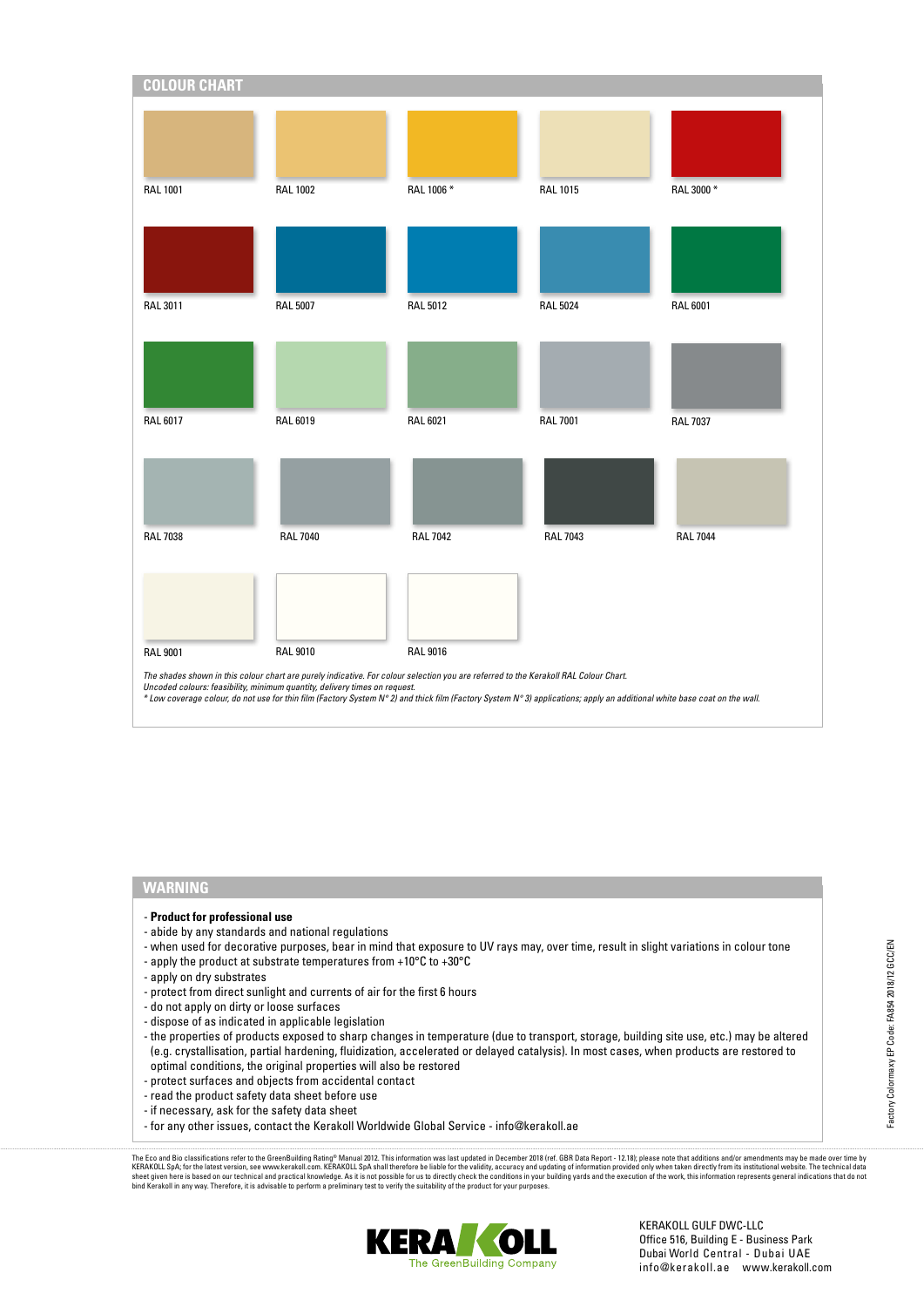## COLOUR CHART

RAL 1001
RAL 1002
RAL 1006 *
RAL 1015
RAL 3000 *
RAL 3011
RAL 5007
RAL 5012
RAL 5024
RAL 6001
RAL 6017
RAL 6019
RAL 6021
RAL 7001
RAL 7037
RAL 7038
RAL 7040
RAL 7042
RAL 7043
RAL 7044
RAL 9001
RAL 9010
RAL 9016

*The shades shown in this colour chart are purely indicative. For colour selection you are referred to the Kerakoll RAL Colour Chart.*
*Uncoded colours: feasibility, minimum quantity, delivery times on request.*
** Low coverage colour, do not use for thin film (Factory System N° 2) and thick film (Factory System N° 3) applications; apply an additional white base coat on the wall.*

## WARNING

- **Product for professional use**
- abide by any standards and national regulations
- when used for decorative purposes, bear in mind that exposure to UV rays may, over time, result in slight variations in colour tone
- apply the product at substrate temperatures from +10°C to +30°C
- apply on dry substrates
- protect from direct sunlight and currents of air for the first 6 hours
- do not apply on dirty or loose surfaces
- dispose of as indicated in applicable legislation
- the properties of products exposed to sharp changes in temperature (due to transport, storage, building site use, etc.) may be altered (e.g. crystallisation, partial hardening, fluidization, accelerated or delayed catalysis). In most cases, when products are restored to optimal conditions, the original properties will also be restored
- protect surfaces and objects from accidental contact
- read the product safety data sheet before use
- if necessary, ask for the safety data sheet
- for any other issues, contact the Kerakoll Worldwide Global Service - info@kerakoll.ae

The Eco and Bio classifications refer to the GreenBuilding Rating® Manual 2012. This information was last updated in December 2018 (ref. GBR Data Report - 12.18); please note that additions and/or amendments may be made over time by KERAKOLL SpA; for the latest version, see www.kerakoll.com. KERAKOLL SpA shall therefore be liable for the validity, accuracy and updating of information provided only when taken directly from its institutional website. The technical data sheet given here is based on our technical and practical knowledge. As it is not possible for us to directly check the conditions in your building yards and the execution of the work, this information represents general indications that do not bind Kerakoll in any way. Therefore, it is advisable to perform a preliminary test to verify the suitability of the product for your purposes.

Factory Colormaxy EP Code: FA854 2018/12 GCC/EN

KERAKOLL
The GreenBuilding Company

KERAKOLL GULF DWC-LLC
Office 516, Building E - Business Park
Dubai World Central - Dubai UAE
info@kerakoll.ae www.kerakoll.com